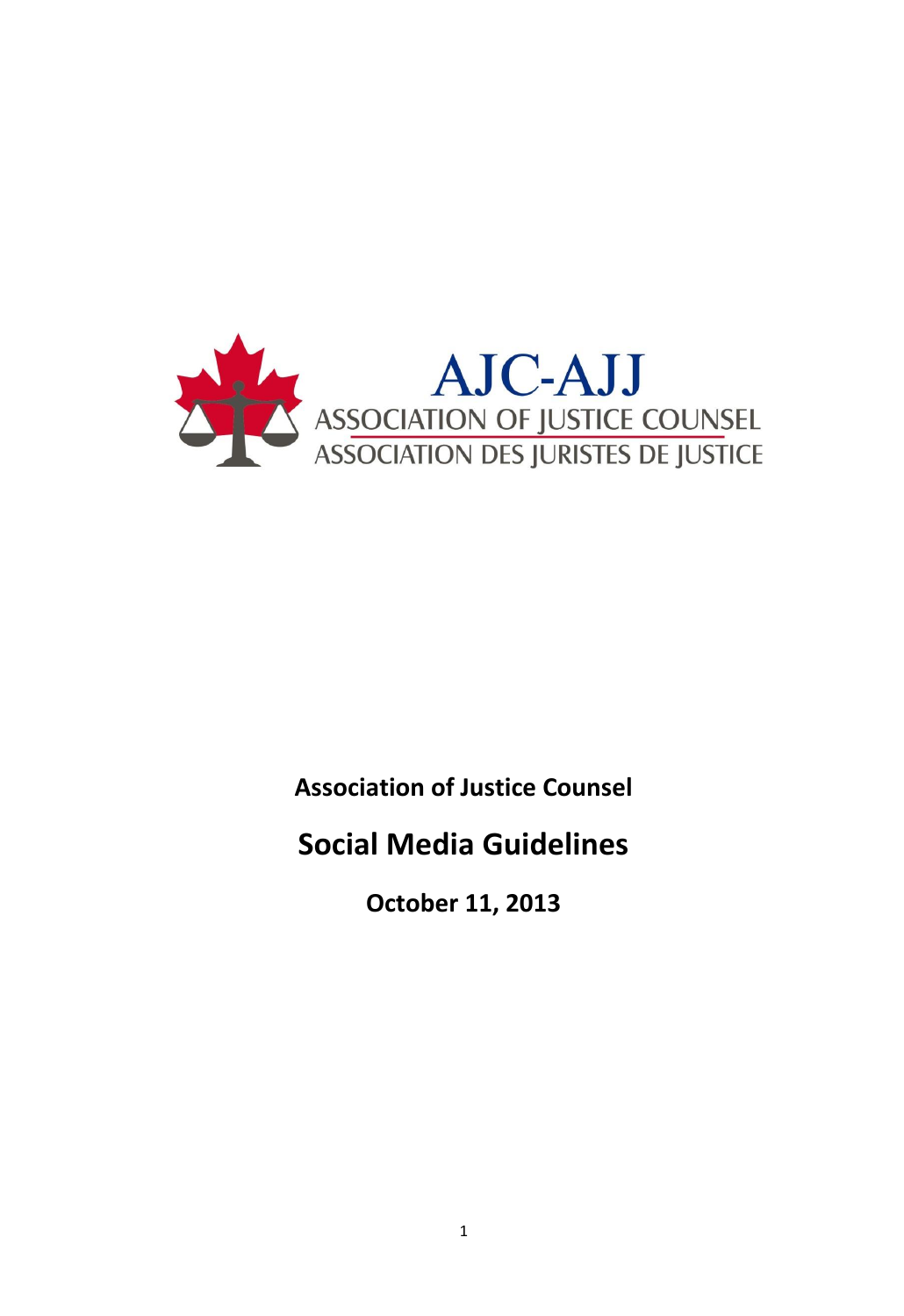AJC-AJJ

ASSOCIATION OF JUSTICE COUNSEL

ASSOCIATION DES JURISTES DE JUSTICE

**Association of Justice Counsel**

# Social Media Guidelines

**October 11, 2013**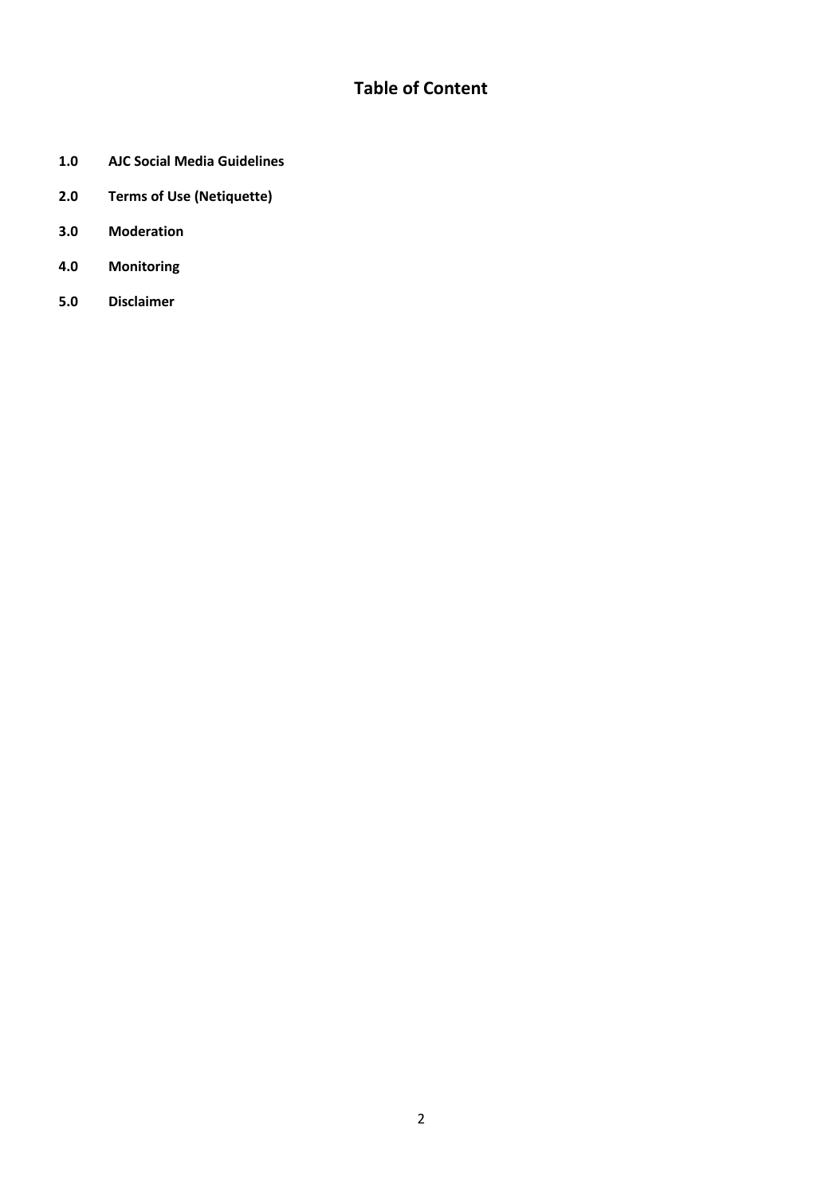# Table of Content

**1.0 AJC Social Media Guidelines**

**2.0 Terms of Use (Netiquette)**

**3.0 Moderation**

**4.0 Monitoring**

**5.0 Disclaimer**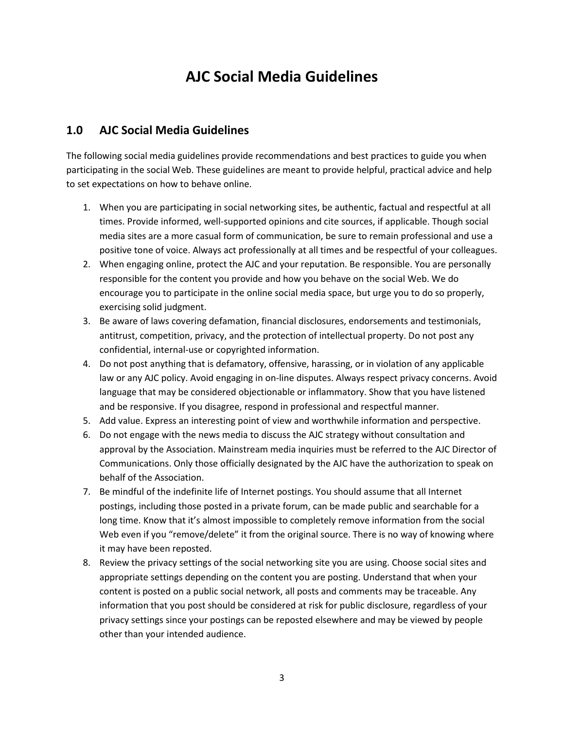# AJC Social Media Guidelines

## 1.0 AJC Social Media Guidelines

The following social media guidelines provide recommendations and best practices to guide you when participating in the social Web. These guidelines are meant to provide helpful, practical advice and help to set expectations on how to behave online.

1. When you are participating in social networking sites, be authentic, factual and respectful at all times. Provide informed, well-supported opinions and cite sources, if applicable. Though social media sites are a more casual form of communication, be sure to remain professional and use a positive tone of voice. Always act professionally at all times and be respectful of your colleagues.
2. When engaging online, protect the AJC and your reputation. Be responsible. You are personally responsible for the content you provide and how you behave on the social Web. We do encourage you to participate in the online social media space, but urge you to do so properly, exercising solid judgment.
3. Be aware of laws covering defamation, financial disclosures, endorsements and testimonials, antitrust, competition, privacy, and the protection of intellectual property. Do not post any confidential, internal-use or copyrighted information.
4. Do not post anything that is defamatory, offensive, harassing, or in violation of any applicable law or any AJC policy. Avoid engaging in on-line disputes. Always respect privacy concerns. Avoid language that may be considered objectionable or inflammatory. Show that you have listened and be responsive. If you disagree, respond in professional and respectful manner.
5. Add value. Express an interesting point of view and worthwhile information and perspective.
6. Do not engage with the news media to discuss the AJC strategy without consultation and approval by the Association. Mainstream media inquiries must be referred to the AJC Director of Communications. Only those officially designated by the AJC have the authorization to speak on behalf of the Association.
7. Be mindful of the indefinite life of Internet postings. You should assume that all Internet postings, including those posted in a private forum, can be made public and searchable for a long time. Know that it's almost impossible to completely remove information from the social Web even if you "remove/delete" it from the original source. There is no way of knowing where it may have been reposted.
8. Review the privacy settings of the social networking site you are using. Choose social sites and appropriate settings depending on the content you are posting. Understand that when your content is posted on a public social network, all posts and comments may be traceable. Any information that you post should be considered at risk for public disclosure, regardless of your privacy settings since your postings can be reposted elsewhere and may be viewed by people other than your intended audience.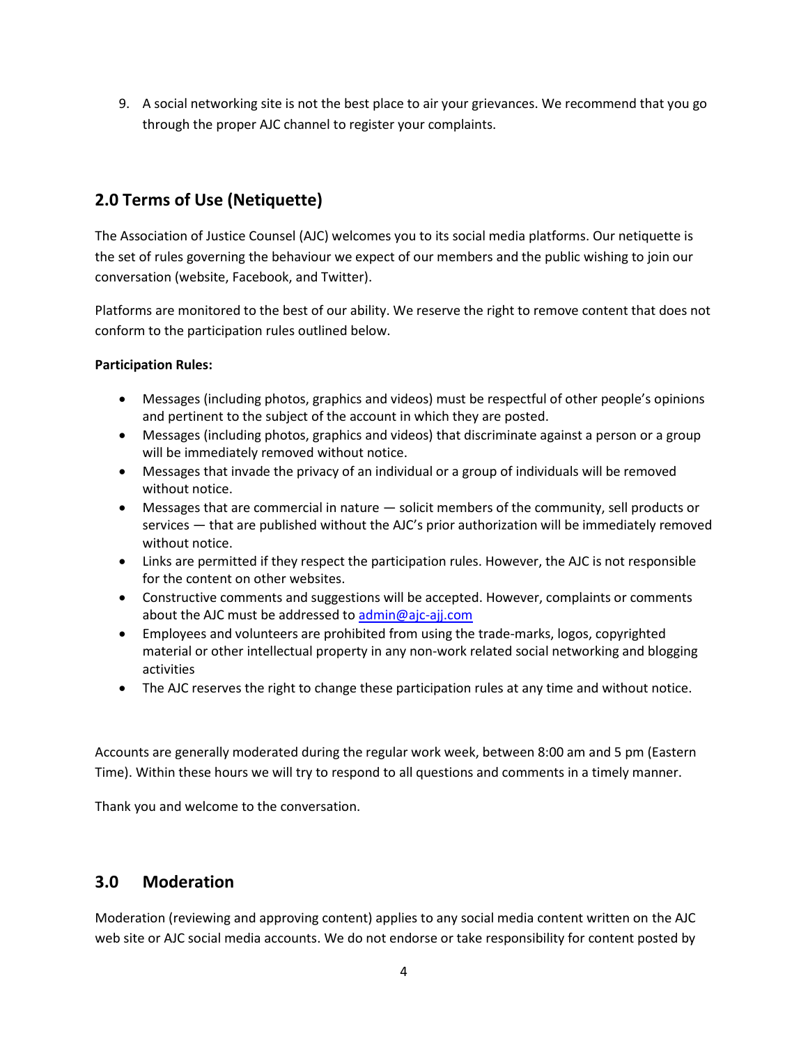9. A social networking site is not the best place to air your grievances. We recommend that you go through the proper AJC channel to register your complaints.

## 2.0 Terms of Use (Netiquette)

The Association of Justice Counsel (AJC) welcomes you to its social media platforms. Our netiquette is the set of rules governing the behaviour we expect of our members and the public wishing to join our conversation (website, Facebook, and Twitter).

Platforms are monitored to the best of our ability. We reserve the right to remove content that does not conform to the participation rules outlined below.

**Participation Rules:**

- Messages (including photos, graphics and videos) must be respectful of other people's opinions and pertinent to the subject of the account in which they are posted.
- Messages (including photos, graphics and videos) that discriminate against a person or a group will be immediately removed without notice.
- Messages that invade the privacy of an individual or a group of individuals will be removed without notice.
- Messages that are commercial in nature — solicit members of the community, sell products or services — that are published without the AJC's prior authorization will be immediately removed without notice.
- Links are permitted if they respect the participation rules. However, the AJC is not responsible for the content on other websites.
- Constructive comments and suggestions will be accepted. However, complaints or comments about the AJC must be addressed to admin@ajc-ajj.com
- Employees and volunteers are prohibited from using the trade-marks, logos, copyrighted material or other intellectual property in any non-work related social networking and blogging activities
- The AJC reserves the right to change these participation rules at any time and without notice.

Accounts are generally moderated during the regular work week, between 8:00 am and 5 pm (Eastern Time). Within these hours we will try to respond to all questions and comments in a timely manner.

Thank you and welcome to the conversation.

## 3.0 Moderation

Moderation (reviewing and approving content) applies to any social media content written on the AJC web site or AJC social media accounts. We do not endorse or take responsibility for content posted by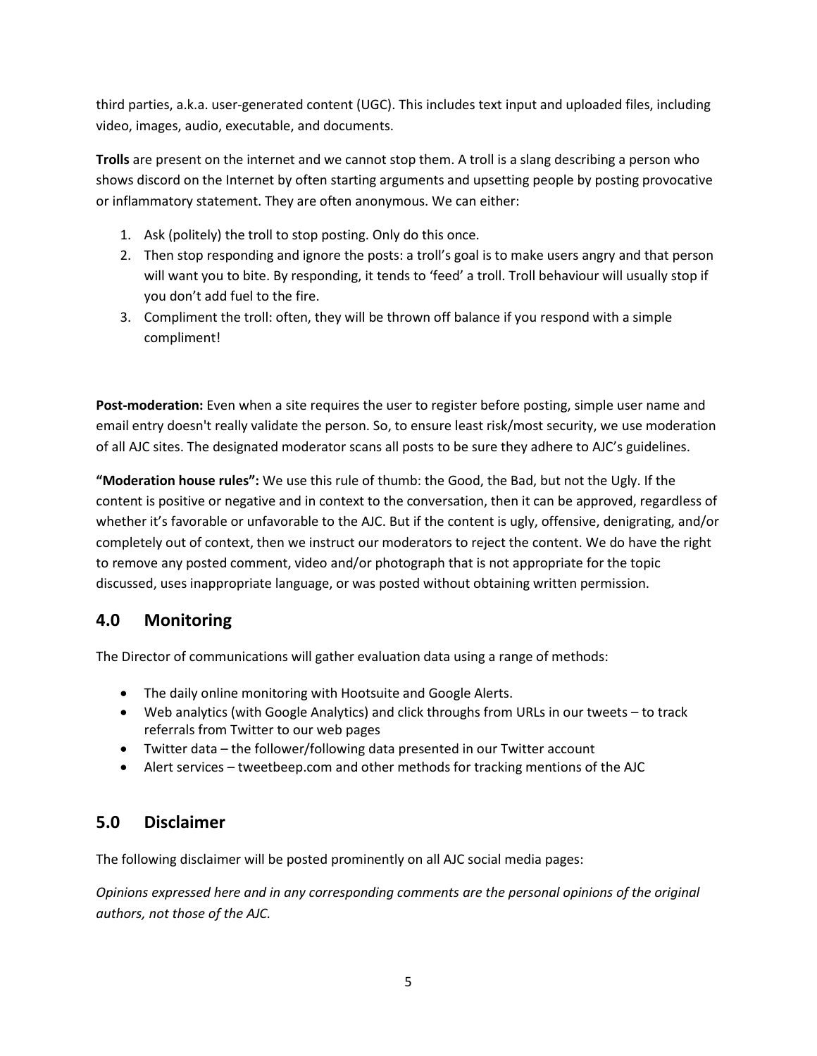third parties, a.k.a. user-generated content (UGC). This includes text input and uploaded files, including video, images, audio, executable, and documents.

**Trolls** are present on the internet and we cannot stop them. A troll is a slang describing a person who shows discord on the Internet by often starting arguments and upsetting people by posting provocative or inflammatory statement. They are often anonymous. We can either:

1. Ask (politely) the troll to stop posting. Only do this once.
2. Then stop responding and ignore the posts: a troll's goal is to make users angry and that person will want you to bite. By responding, it tends to 'feed' a troll. Troll behaviour will usually stop if you don't add fuel to the fire.
3. Compliment the troll: often, they will be thrown off balance if you respond with a simple compliment!

**Post-moderation:** Even when a site requires the user to register before posting, simple user name and email entry doesn't really validate the person. So, to ensure least risk/most security, we use moderation of all AJC sites. The designated moderator scans all posts to be sure they adhere to AJC's guidelines.

**"Moderation house rules":** We use this rule of thumb: the Good, the Bad, but not the Ugly. If the content is positive or negative and in context to the conversation, then it can be approved, regardless of whether it's favorable or unfavorable to the AJC. But if the content is ugly, offensive, denigrating, and/or completely out of context, then we instruct our moderators to reject the content. We do have the right to remove any posted comment, video and/or photograph that is not appropriate for the topic discussed, uses inappropriate language, or was posted without obtaining written permission.

## 4.0 Monitoring

The Director of communications will gather evaluation data using a range of methods:

- The daily online monitoring with Hootsuite and Google Alerts.
- Web analytics (with Google Analytics) and click throughs from URLs in our tweets – to track referrals from Twitter to our web pages
- Twitter data – the follower/following data presented in our Twitter account
- Alert services – tweetbeep.com and other methods for tracking mentions of the AJC

## 5.0 Disclaimer

The following disclaimer will be posted prominently on all AJC social media pages:

*Opinions expressed here and in any corresponding comments are the personal opinions of the original authors, not those of the AJC.*